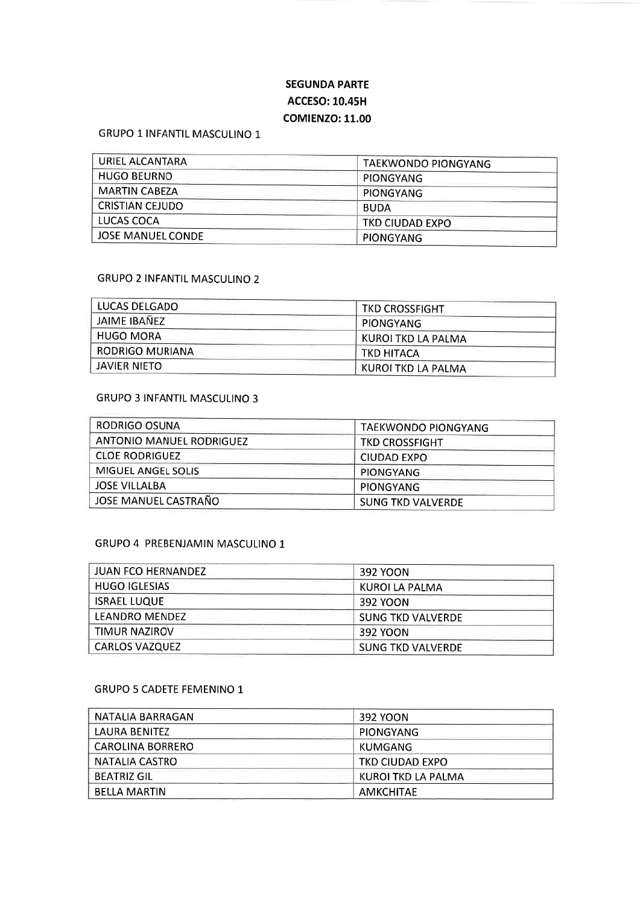**SEGUNDA PARTE**

**ACCESO: 10.45H**

**COMIENZO: 11.00**

GRUPO 1 INFANTIL MASCULINO 1

| | |
|---|---|
| URIEL ALCANTARA | TAEKWONDO PIONGYANG |
| HUGO BEURNO | PIONGYANG |
| MARTIN CABEZA | PIONGYANG |
| CRISTIAN CEJUDO | BUDA |
| LUCAS COCA | TKD CIUDAD EXPO |
| JOSE MANUEL CONDE | PIONGYANG |

GRUPO 2 INFANTIL MASCULINO 2

| | |
|---|---|
| LUCAS DELGADO | TKD CROSSFIGHT |
| JAIME IBAÑEZ | PIONGYANG |
| HUGO MORA | KUROI TKD LA PALMA |
| RODRIGO MURIANA | TKD HITACA |
| JAVIER NIETO | KUROI TKD LA PALMA |

GRUPO 3 INFANTIL MASCULINO 3

| | |
|---|---|
| RODRIGO OSUNA | TAEKWONDO PIONGYANG |
| ANTONIO MANUEL RODRIGUEZ | TKD CROSSFIGHT |
| CLOE RODRIGUEZ | CIUDAD EXPO |
| MIGUEL ANGEL SOLIS | PIONGYANG |
| JOSE VILLALBA | PIONGYANG |
| JOSE MANUEL CASTRAÑO | SUNG TKD VALVERDE |

GRUPO 4 PREBENJAMIN MASCULINO 1

| | |
|---|---|
| JUAN FCO HERNANDEZ | 392 YOON |
| HUGO IGLESIAS | KUROI LA PALMA |
| ISRAEL LUQUE | 392 YOON |
| LEANDRO MENDEZ | SUNG TKD VALVERDE |
| TIMUR NAZIROV | 392 YOON |
| CARLOS VAZQUEZ | SUNG TKD VALVERDE |

GRUPO 5 CADETE FEMENINO 1

| | |
|---|---|
| NATALIA BARRAGAN | 392 YOON |
| LAURA BENITEZ | PIONGYANG |
| CAROLINA BORRERO | KUMGANG |
| NATALIA CASTRO | TKD CIUDAD EXPO |
| BEATRIZ GIL | KUROI TKD LA PALMA |
| BELLA MARTIN | AMKCHITAE |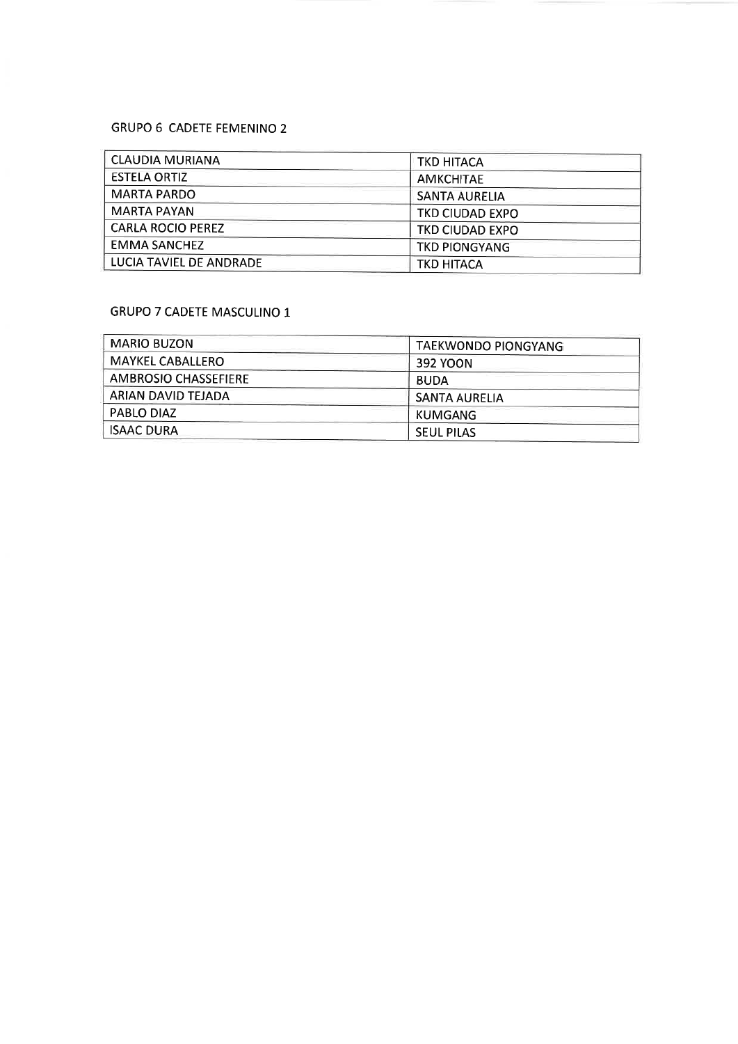GRUPO 6 CADETE FEMENINO 2

| | |
|---|---|
| CLAUDIA MURIANA | TKD HITACA |
| ESTELA ORTIZ | AMKCHITAE |
| MARTA PARDO | SANTA AURELIA |
| MARTA PAYAN | TKD CIUDAD EXPO |
| CARLA ROCIO PEREZ | TKD CIUDAD EXPO |
| EMMA SANCHEZ | TKD PIONGYANG |
| LUCIA TAVIEL DE ANDRADE | TKD HITACA |

GRUPO 7 CADETE MASCULINO 1

| | |
|---|---|
| MARIO BUZON | TAEKWONDO PIONGYANG |
| MAYKEL CABALLERO | 392 YOON |
| AMBROSIO CHASSEFIERE | BUDA |
| ARIAN DAVID TEJADA | SANTA AURELIA |
| PABLO DIAZ | KUMGANG |
| ISAAC DURA | SEUL PILAS |